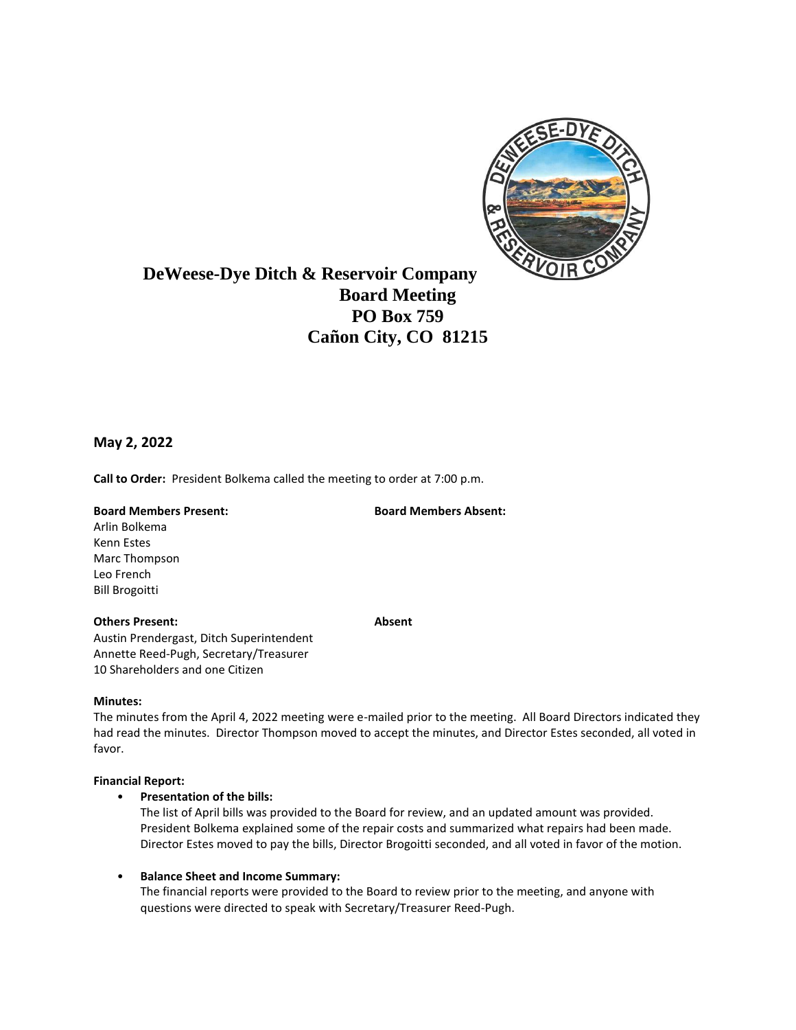# DeWeese-Dye Ditch & Reservoir Company

**Board Meeting**
**PO Box 759**
**Cañon City, CO 81215**

## May 2, 2022

**Call to Order:** President Bolkema called the meeting to order at 7:00 p.m.

| **Board Members Present:** | **Board Members Absent:** |
|---|---|
| Arlin Bolkema | |
| Kenn Estes | |
| Marc Thompson | |
| Leo French | |
| Bill Brogoitti | |

| **Others Present:** | **Absent** |
|---|---|
| Austin Prendergast, Ditch Superintendent | |
| Annette Reed-Pugh, Secretary/Treasurer | |
| 10 Shareholders and one Citizen | |

**Minutes:**

The minutes from the April 4, 2022 meeting were e-mailed prior to the meeting. All Board Directors indicated they had read the minutes. Director Thompson moved to accept the minutes, and Director Estes seconded, all voted in favor.

**Financial Report:**

- **Presentation of the bills:**
  The list of April bills was provided to the Board for review, and an updated amount was provided. President Bolkema explained some of the repair costs and summarized what repairs had been made. Director Estes moved to pay the bills, Director Brogoitti seconded, and all voted in favor of the motion.

- **Balance Sheet and Income Summary:**
  The financial reports were provided to the Board to review prior to the meeting, and anyone with questions were directed to speak with Secretary/Treasurer Reed-Pugh.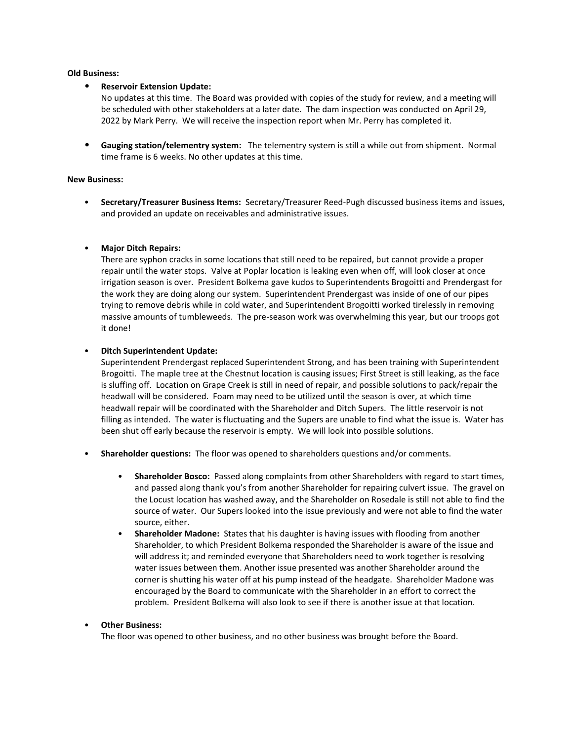**Old Business:**

- **Reservoir Extension Update:**
  No updates at this time. The Board was provided with copies of the study for review, and a meeting will be scheduled with other stakeholders at a later date. The dam inspection was conducted on April 29, 2022 by Mark Perry. We will receive the inspection report when Mr. Perry has completed it.

- **Gauging station/telementry system:** The telementry system is still a while out from shipment. Normal time frame is 6 weeks. No other updates at this time.

**New Business:**

- **Secretary/Treasurer Business Items:** Secretary/Treasurer Reed-Pugh discussed business items and issues, and provided an update on receivables and administrative issues.

- **Major Ditch Repairs:**
  There are syphon cracks in some locations that still need to be repaired, but cannot provide a proper repair until the water stops. Valve at Poplar location is leaking even when off, will look closer at once irrigation season is over. President Bolkema gave kudos to Superintendents Brogoitti and Prendergast for the work they are doing along our system. Superintendent Prendergast was inside of one of our pipes trying to remove debris while in cold water, and Superintendent Brogoitti worked tirelessly in removing massive amounts of tumbleweeds. The pre-season work was overwhelming this year, but our troops got it done!

- **Ditch Superintendent Update:**
  Superintendent Prendergast replaced Superintendent Strong, and has been training with Superintendent Brogoitti. The maple tree at the Chestnut location is causing issues; First Street is still leaking, as the face is sluffing off. Location on Grape Creek is still in need of repair, and possible solutions to pack/repair the headwall will be considered. Foam may need to be utilized until the season is over, at which time headwall repair will be coordinated with the Shareholder and Ditch Supers. The little reservoir is not filling as intended. The water is fluctuating and the Supers are unable to find what the issue is. Water has been shut off early because the reservoir is empty. We will look into possible solutions.

- **Shareholder questions:** The floor was opened to shareholders questions and/or comments.

  - **Shareholder Bosco:** Passed along complaints from other Shareholders with regard to start times, and passed along thank you's from another Shareholder for repairing culvert issue. The gravel on the Locust location has washed away, and the Shareholder on Rosedale is still not able to find the source of water. Our Supers looked into the issue previously and were not able to find the water source, either.
  - **Shareholder Madone:** States that his daughter is having issues with flooding from another Shareholder, to which President Bolkema responded the Shareholder is aware of the issue and will address it; and reminded everyone that Shareholders need to work together is resolving water issues between them. Another issue presented was another Shareholder around the corner is shutting his water off at his pump instead of the headgate. Shareholder Madone was encouraged by the Board to communicate with the Shareholder in an effort to correct the problem. President Bolkema will also look to see if there is another issue at that location.

- **Other Business:**
  The floor was opened to other business, and no other business was brought before the Board.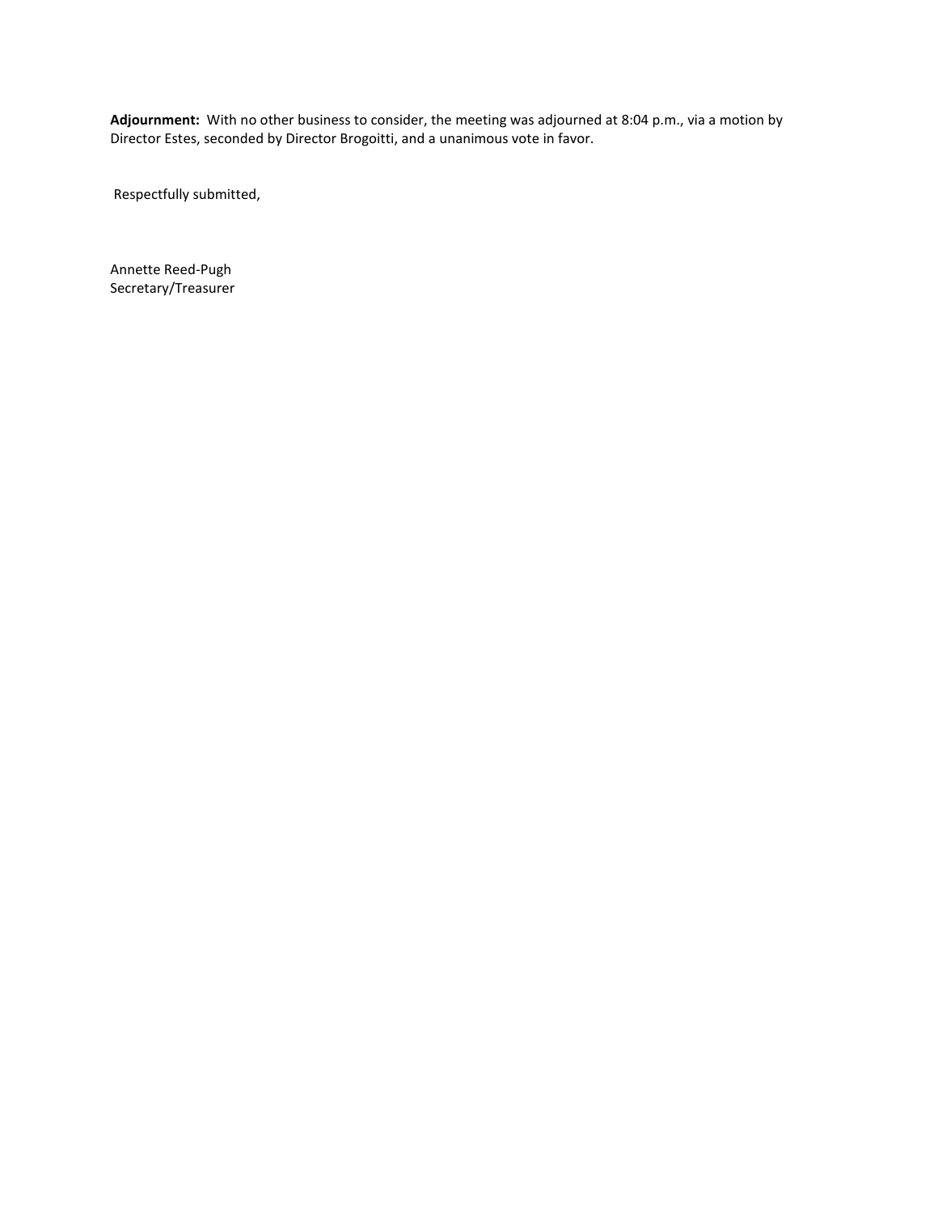**Adjournment:** With no other business to consider, the meeting was adjourned at 8:04 p.m., via a motion by Director Estes, seconded by Director Brogoitti, and a unanimous vote in favor.

Respectfully submitted,

Annette Reed-Pugh
Secretary/Treasurer